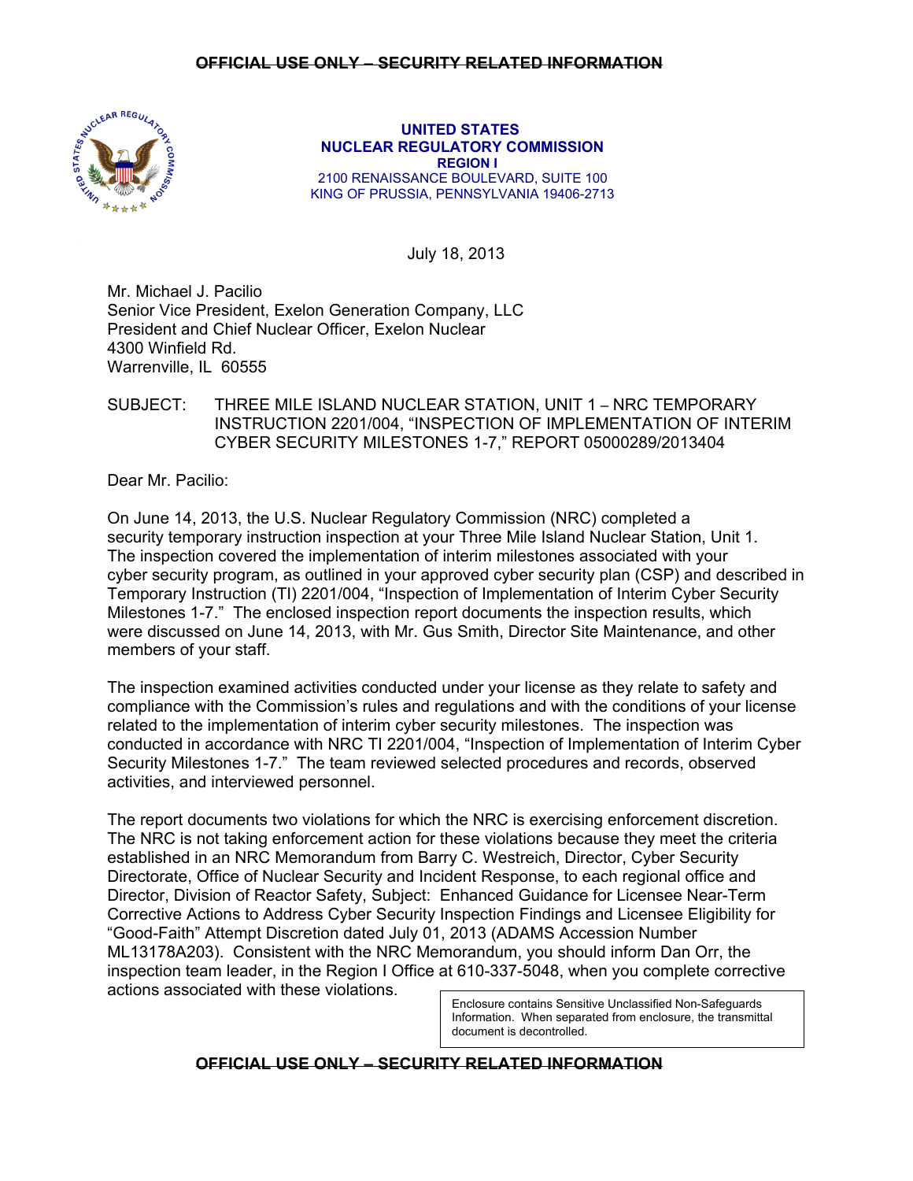~~OFFICIAL USE ONLY – SECURITY RELATED INFORMATION~~

**UNITED STATES**
**NUCLEAR REGULATORY COMMISSION**
**REGION I**
2100 RENAISSANCE BOULEVARD, SUITE 100
KING OF PRUSSIA, PENNSYLVANIA 19406-2713

July 18, 2013

Mr. Michael J. Pacilio
Senior Vice President, Exelon Generation Company, LLC
President and Chief Nuclear Officer, Exelon Nuclear
4300 Winfield Rd.
Warrenville, IL 60555

SUBJECT: THREE MILE ISLAND NUCLEAR STATION, UNIT 1 – NRC TEMPORARY INSTRUCTION 2201/004, "INSPECTION OF IMPLEMENTATION OF INTERIM CYBER SECURITY MILESTONES 1-7," REPORT 05000289/2013404

Dear Mr. Pacilio:

On June 14, 2013, the U.S. Nuclear Regulatory Commission (NRC) completed a security temporary instruction inspection at your Three Mile Island Nuclear Station, Unit 1. The inspection covered the implementation of interim milestones associated with your cyber security program, as outlined in your approved cyber security plan (CSP) and described in Temporary Instruction (TI) 2201/004, "Inspection of Implementation of Interim Cyber Security Milestones 1-7." The enclosed inspection report documents the inspection results, which were discussed on June 14, 2013, with Mr. Gus Smith, Director Site Maintenance, and other members of your staff.

The inspection examined activities conducted under your license as they relate to safety and compliance with the Commission's rules and regulations and with the conditions of your license related to the implementation of interim cyber security milestones. The inspection was conducted in accordance with NRC TI 2201/004, "Inspection of Implementation of Interim Cyber Security Milestones 1-7." The team reviewed selected procedures and records, observed activities, and interviewed personnel.

The report documents two violations for which the NRC is exercising enforcement discretion. The NRC is not taking enforcement action for these violations because they meet the criteria established in an NRC Memorandum from Barry C. Westreich, Director, Cyber Security Directorate, Office of Nuclear Security and Incident Response, to each regional office and Director, Division of Reactor Safety, Subject: Enhanced Guidance for Licensee Near-Term Corrective Actions to Address Cyber Security Inspection Findings and Licensee Eligibility for "Good-Faith" Attempt Discretion dated July 01, 2013 (ADAMS Accession Number ML13178A203). Consistent with the NRC Memorandum, you should inform Dan Orr, the inspection team leader, in the Region I Office at 610-337-5048, when you complete corrective actions associated with these violations.

Enclosure contains Sensitive Unclassified Non-Safeguards Information. When separated from enclosure, the transmittal document is decontrolled.

~~OFFICIAL USE ONLY – SECURITY RELATED INFORMATION~~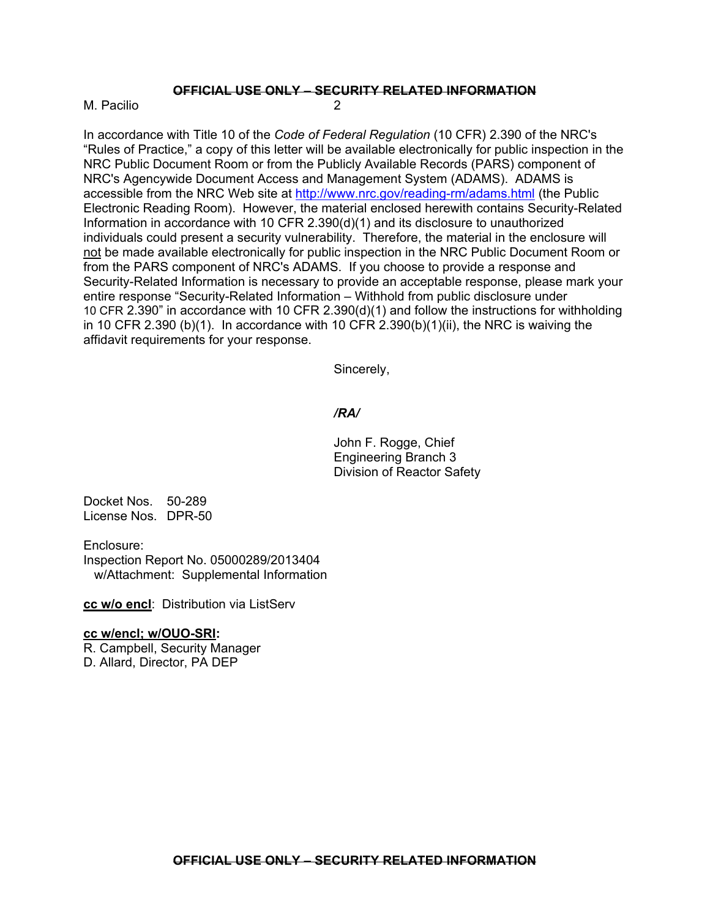In accordance with Title 10 of the *Code of Federal Regulation* (10 CFR) 2.390 of the NRC's "Rules of Practice," a copy of this letter will be available electronically for public inspection in the NRC Public Document Room or from the Publicly Available Records (PARS) component of NRC's Agencywide Document Access and Management System (ADAMS). ADAMS is accessible from the NRC Web site at http://www.nrc.gov/reading-rm/adams.html (the Public Electronic Reading Room). However, the material enclosed herewith contains Security-Related Information in accordance with 10 CFR 2.390(d)(1) and its disclosure to unauthorized individuals could present a security vulnerability. Therefore, the material in the enclosure will not be made available electronically for public inspection in the NRC Public Document Room or from the PARS component of NRC's ADAMS. If you choose to provide a response and Security-Related Information is necessary to provide an acceptable response, please mark your entire response "Security-Related Information – Withhold from public disclosure under 10 CFR 2.390" in accordance with 10 CFR 2.390(d)(1) and follow the instructions for withholding in 10 CFR 2.390 (b)(1). In accordance with 10 CFR 2.390(b)(1)(ii), the NRC is waiving the affidavit requirements for your response.

Sincerely,

*/RA/*

John F. Rogge, Chief
Engineering Branch 3
Division of Reactor Safety

Docket Nos. 50-289
License Nos. DPR-50

Enclosure:
Inspection Report No. 05000289/2013404
w/Attachment: Supplemental Information

**cc w/o encl**: Distribution via ListServ

**cc w/encl; w/OUO-SRI:**
R. Campbell, Security Manager
D. Allard, Director, PA DEP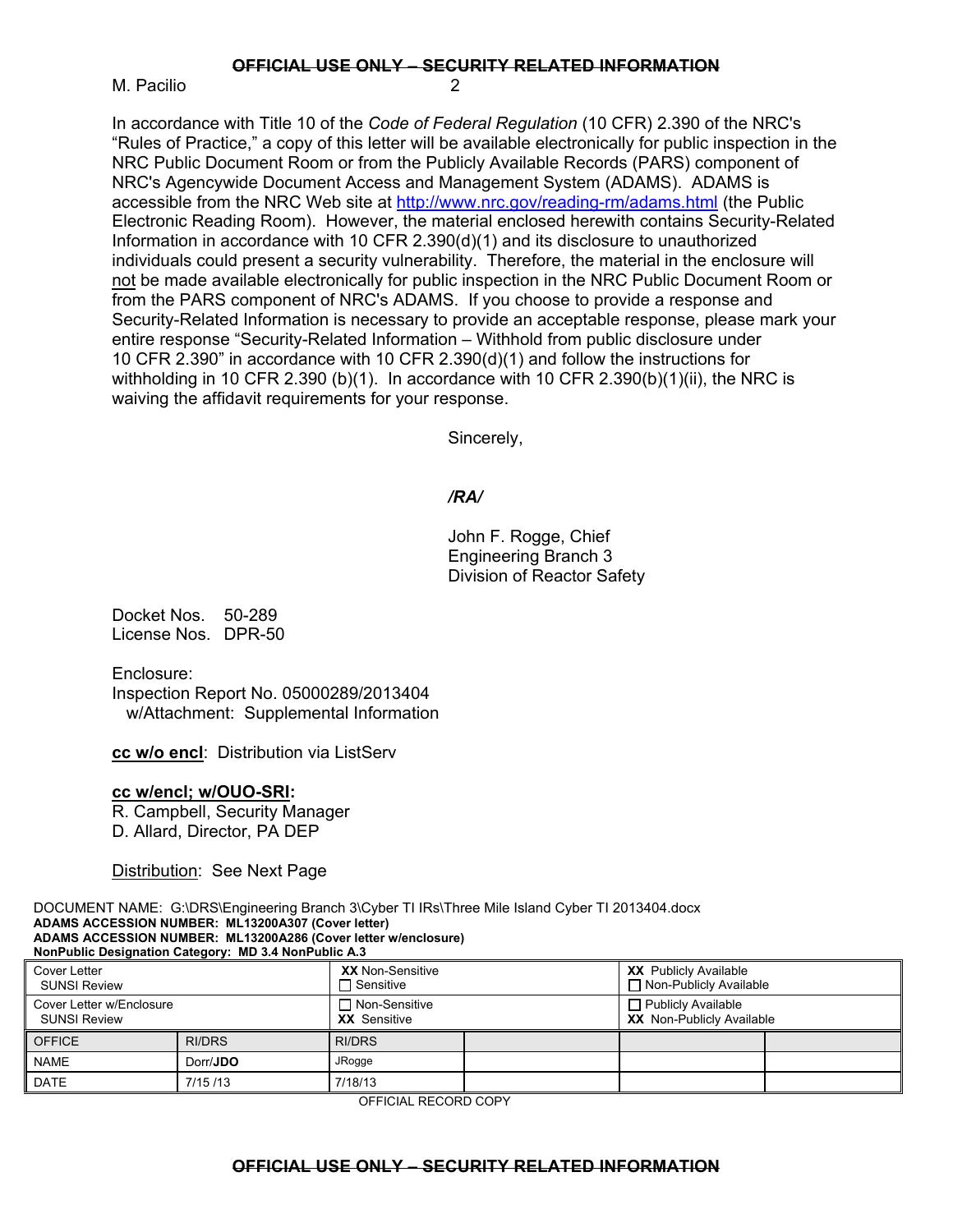In accordance with Title 10 of the *Code of Federal Regulation* (10 CFR) 2.390 of the NRC's "Rules of Practice," a copy of this letter will be available electronically for public inspection in the NRC Public Document Room or from the Publicly Available Records (PARS) component of NRC's Agencywide Document Access and Management System (ADAMS). ADAMS is accessible from the NRC Web site at http://www.nrc.gov/reading-rm/adams.html (the Public Electronic Reading Room). However, the material enclosed herewith contains Security-Related Information in accordance with 10 CFR 2.390(d)(1) and its disclosure to unauthorized individuals could present a security vulnerability. Therefore, the material in the enclosure will not be made available electronically for public inspection in the NRC Public Document Room or from the PARS component of NRC's ADAMS. If you choose to provide a response and Security-Related Information is necessary to provide an acceptable response, please mark your entire response "Security-Related Information – Withhold from public disclosure under 10 CFR 2.390" in accordance with 10 CFR 2.390(d)(1) and follow the instructions for withholding in 10 CFR 2.390 (b)(1). In accordance with 10 CFR 2.390(b)(1)(ii), the NRC is waiving the affidavit requirements for your response.

Sincerely,

*/RA/*

John F. Rogge, Chief
Engineering Branch 3
Division of Reactor Safety

Docket Nos. 50-289
License Nos. DPR-50

Enclosure:
Inspection Report No. 05000289/2013404
w/Attachment: Supplemental Information

**cc w/o encl**: Distribution via ListServ

**cc w/encl; w/OUO-SRI:**
R. Campbell, Security Manager
D. Allard, Director, PA DEP

Distribution: See Next Page

DOCUMENT NAME: G:\DRS\Engineering Branch 3\Cyber TI IRs\Three Mile Island Cyber TI 2013404.docx
**ADAMS ACCESSION NUMBER: ML13200A307 (Cover letter)**
**ADAMS ACCESSION NUMBER: ML13200A286 (Cover letter w/enclosure)**
**NonPublic Designation Category: MD 3.4 NonPublic A.3**

| Cover Letter SUNSI Review | | **XX** Non-Sensitive ☐ Sensitive | | **XX** Publicly Available ☐ Non-Publicly Available | |
|---|---|---|---|---|---|
| Cover Letter w/Enclosure SUNSI Review | | ☐ Non-Sensitive **XX** Sensitive | | ☐ Publicly Available **XX** Non-Publicly Available | |
| OFFICE | RI/DRS | RI/DRS | | | |
| NAME | Dorr/**JDO** | JRogge | | | |
| DATE | 7/15 /13 | 7/18/13 | | | |

OFFICIAL RECORD COPY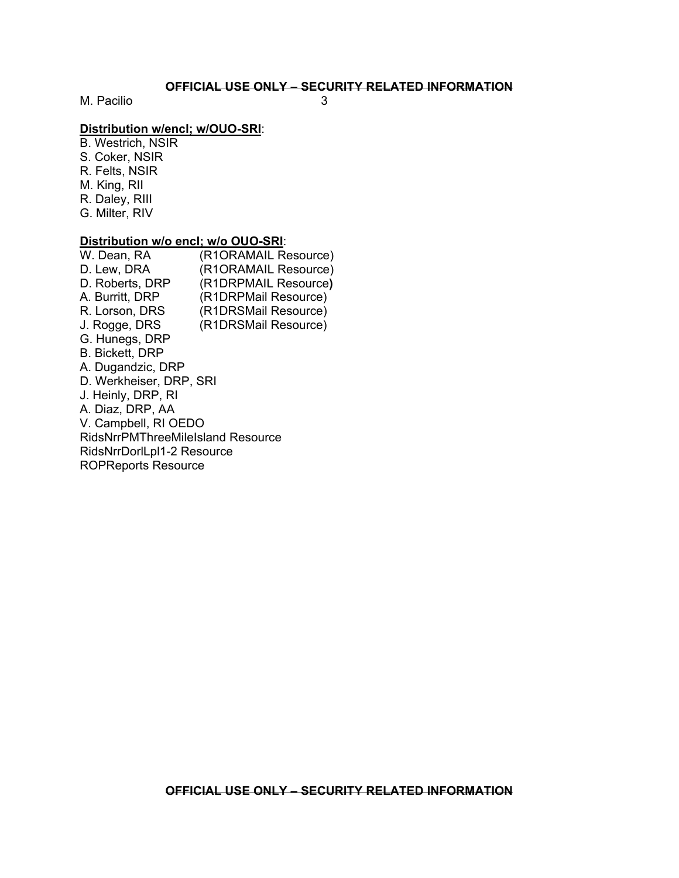**Distribution w/encl; w/OUO-SRI**:

B. Westrich, NSIR
S. Coker, NSIR
R. Felts, NSIR
M. King, RII
R. Daley, RIII
G. Milter, RIV

**Distribution w/o encl; w/o OUO-SRI**:

W. Dean, RA (R1ORAMAIL Resource)
D. Lew, DRA (R1ORAMAIL Resource)
D. Roberts, DRP (R1DRPMAIL Resource)
A. Burritt, DRP (R1DRPMail Resource)
R. Lorson, DRS (R1DRSMail Resource)
J. Rogge, DRS (R1DRSMail Resource)
G. Hunegs, DRP
B. Bickett, DRP
A. Dugandzic, DRP
D. Werkheiser, DRP, SRI
J. Heinly, DRP, RI
A. Diaz, DRP, AA
V. Campbell, RI OEDO
RidsNrrPMThreeMileIsland Resource
RidsNrrDorlLpl1-2 Resource
ROPReports Resource